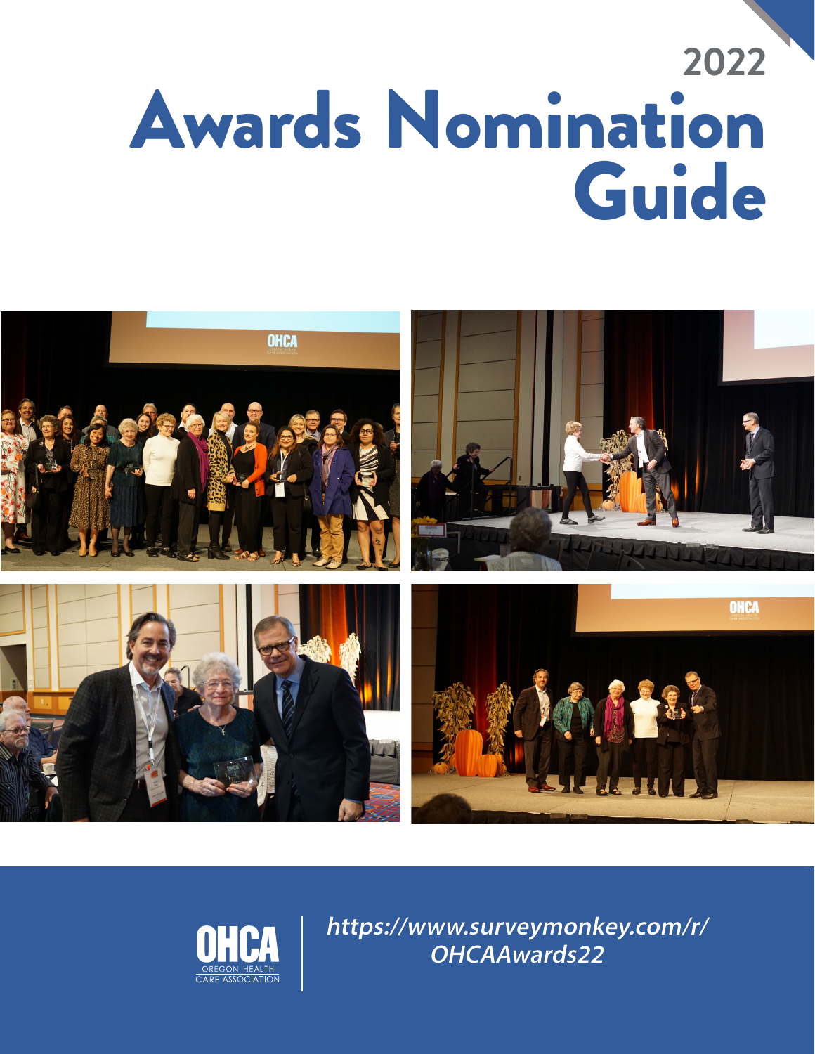# 2022 Awards Nomination Guide

OHCA
OREGON HEALTH CARE ASSOCIATION

*https://www.surveymonkey.com/r/OHCAAwards22*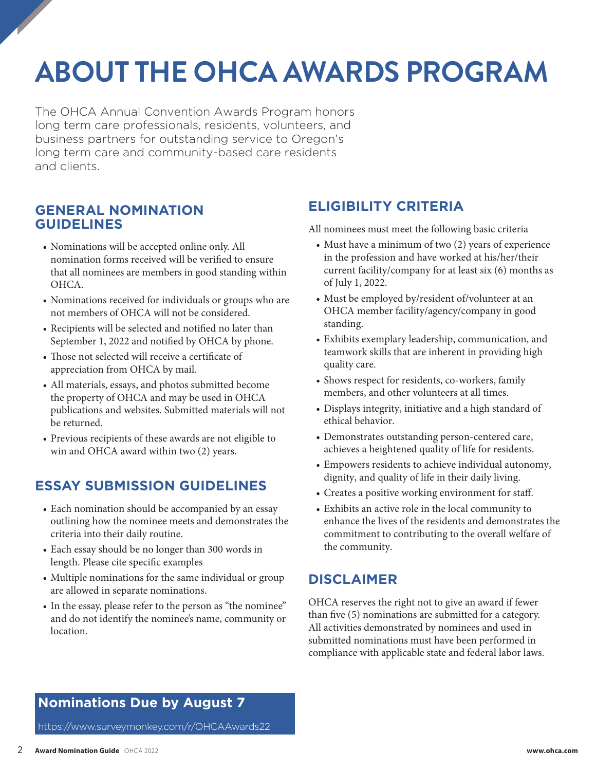# ABOUT THE OHCA AWARDS PROGRAM

The OHCA Annual Convention Awards Program honors long term care professionals, residents, volunteers, and business partners for outstanding service to Oregon's long term care and community-based care residents and clients.

## GENERAL NOMINATION GUIDELINES

- Nominations will be accepted online only. All nomination forms received will be verified to ensure that all nominees are members in good standing within OHCA.
- Nominations received for individuals or groups who are not members of OHCA will not be considered.
- Recipients will be selected and notified no later than September 1, 2022 and notified by OHCA by phone.
- Those not selected will receive a certificate of appreciation from OHCA by mail.
- All materials, essays, and photos submitted become the property of OHCA and may be used in OHCA publications and websites. Submitted materials will not be returned.
- Previous recipients of these awards are not eligible to win and OHCA award within two (2) years.

## ESSAY SUBMISSION GUIDELINES

- Each nomination should be accompanied by an essay outlining how the nominee meets and demonstrates the criteria into their daily routine.
- Each essay should be no longer than 300 words in length. Please cite specific examples
- Multiple nominations for the same individual or group are allowed in separate nominations.
- In the essay, please refer to the person as "the nominee" and do not identify the nominee's name, community or location.

## ELIGIBILITY CRITERIA

All nominees must meet the following basic criteria

- Must have a minimum of two (2) years of experience in the profession and have worked at his/her/their current facility/company for at least six (6) months as of July 1, 2022.
- Must be employed by/resident of/volunteer at an OHCA member facility/agency/company in good standing.
- Exhibits exemplary leadership, communication, and teamwork skills that are inherent in providing high quality care.
- Shows respect for residents, co-workers, family members, and other volunteers at all times.
- Displays integrity, initiative and a high standard of ethical behavior.
- Demonstrates outstanding person-centered care, achieves a heightened quality of life for residents.
- Empowers residents to achieve individual autonomy, dignity, and quality of life in their daily living.
- Creates a positive working environment for staff.
- Exhibits an active role in the local community to enhance the lives of the residents and demonstrates the commitment to contributing to the overall welfare of the community.

## DISCLAIMER

OHCA reserves the right not to give an award if fewer than five (5) nominations are submitted for a category. All activities demonstrated by nominees and used in submitted nominations must have been performed in compliance with applicable state and federal labor laws.

**Nominations Due by August 7**

https://www.surveymonkey.com/r/OHCAAwards22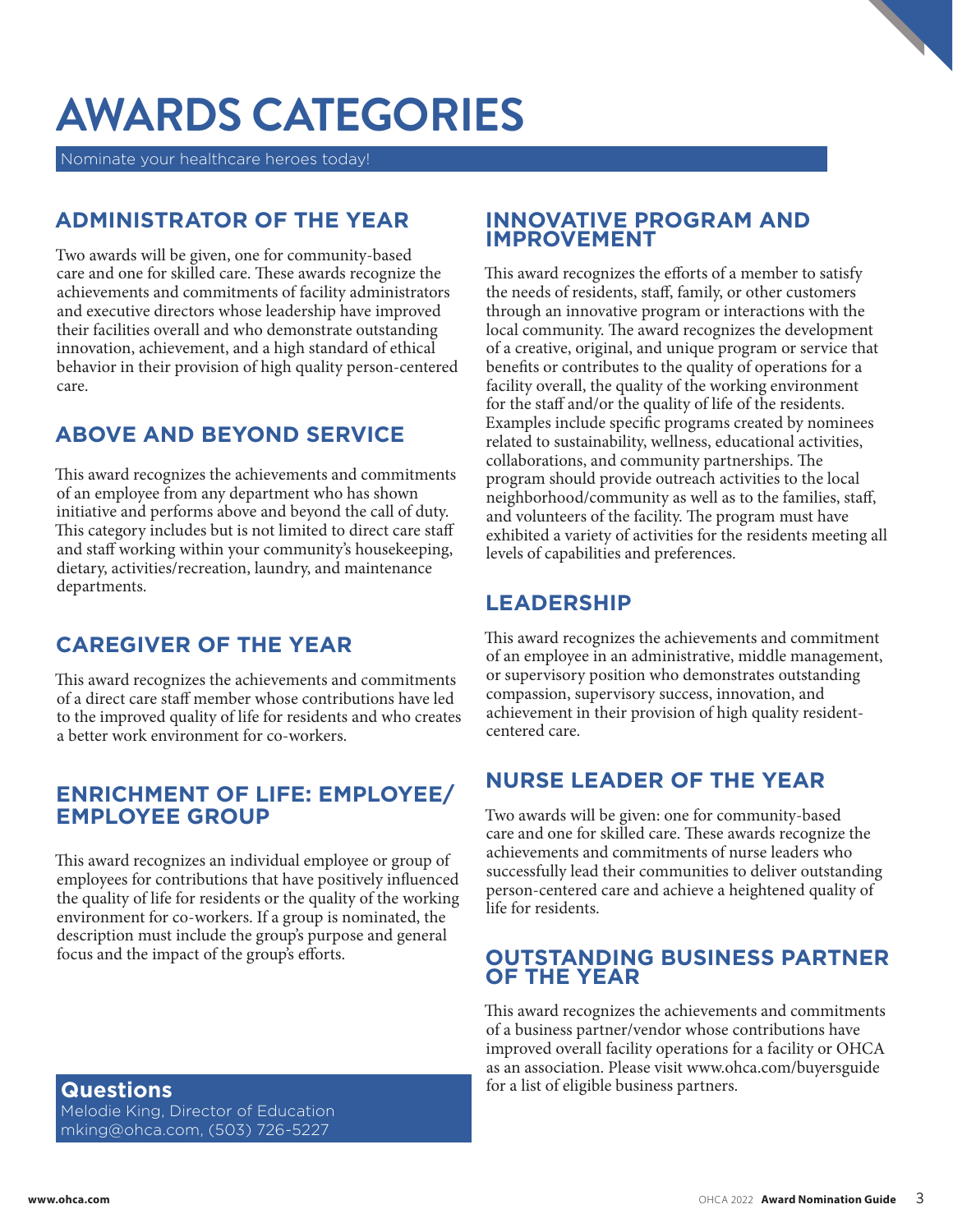# AWARDS CATEGORIES

Nominate your healthcare heroes today!

## ADMINISTRATOR OF THE YEAR

Two awards will be given, one for community-based care and one for skilled care. These awards recognize the achievements and commitments of facility administrators and executive directors whose leadership have improved their facilities overall and who demonstrate outstanding innovation, achievement, and a high standard of ethical behavior in their provision of high quality person-centered care.

## ABOVE AND BEYOND SERVICE

This award recognizes the achievements and commitments of an employee from any department who has shown initiative and performs above and beyond the call of duty. This category includes but is not limited to direct care staff and staff working within your community's housekeeping, dietary, activities/recreation, laundry, and maintenance departments.

## CAREGIVER OF THE YEAR

This award recognizes the achievements and commitments of a direct care staff member whose contributions have led to the improved quality of life for residents and who creates a better work environment for co-workers.

## ENRICHMENT OF LIFE: EMPLOYEE/ EMPLOYEE GROUP

This award recognizes an individual employee or group of employees for contributions that have positively influenced the quality of life for residents or the quality of the working environment for co-workers. If a group is nominated, the description must include the group's purpose and general focus and the impact of the group's efforts.

**Questions**
Melodie King, Director of Education
mking@ohca.com, (503) 726-5227

## INNOVATIVE PROGRAM AND IMPROVEMENT

This award recognizes the efforts of a member to satisfy the needs of residents, staff, family, or other customers through an innovative program or interactions with the local community. The award recognizes the development of a creative, original, and unique program or service that benefits or contributes to the quality of operations for a facility overall, the quality of the working environment for the staff and/or the quality of life of the residents. Examples include specific programs created by nominees related to sustainability, wellness, educational activities, collaborations, and community partnerships. The program should provide outreach activities to the local neighborhood/community as well as to the families, staff, and volunteers of the facility. The program must have exhibited a variety of activities for the residents meeting all levels of capabilities and preferences.

## LEADERSHIP

This award recognizes the achievements and commitment of an employee in an administrative, middle management, or supervisory position who demonstrates outstanding compassion, supervisory success, innovation, and achievement in their provision of high quality resident-centered care.

## NURSE LEADER OF THE YEAR

Two awards will be given: one for community-based care and one for skilled care. These awards recognize the achievements and commitments of nurse leaders who successfully lead their communities to deliver outstanding person-centered care and achieve a heightened quality of life for residents.

## OUTSTANDING BUSINESS PARTNER OF THE YEAR

This award recognizes the achievements and commitments of a business partner/vendor whose contributions have improved overall facility operations for a facility or OHCA as an association. Please visit www.ohca.com/buyersguide for a list of eligible business partners.